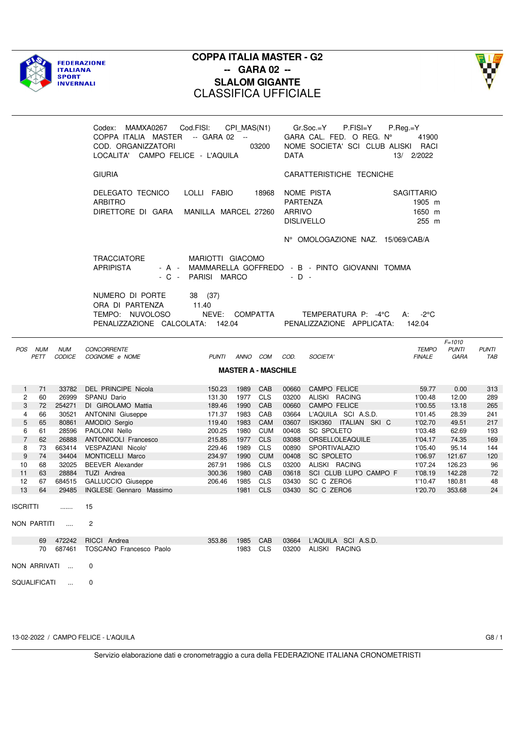# COPPA ITALIA MASTER - G2
## -- GARA 02 --
## SLALOM GIGANTE
## CLASSIFICA UFFICIALE

FEDERAZIONE ITALIANA SPORT INVERNALI

Codex: MAMXA0267 Cod.FISI: CPI_MAS(N1) Gr.Soc.=Y P.FISI=Y P.Reg.=Y
COPPA ITALIA MASTER -- GARA 02 -- GARA CAL. FED. O REG. N° 41900
COD. ORGANIZZATORI 03200 NOME SOCIETA' SCI CLUB ALISKI RACI
LOCALITA' CAMPO FELICE - L'AQUILA DATA 13/ 2/2022

GIURIA | CARATTERISTICHE TECNICHE

DELEGATO TECNICO LOLLI FABIO 18968
ARBITRO
DIRETTORE DI GARA MANILLA MARCEL 27260

NOME PISTA SAGITTARIO
PARTENZA 1905 m
ARRIVO 1650 m
DISLIVELLO 255 m

N° OMOLOGAZIONE NAZ. 15/069/CAB/A

TRACCIATORE MARIOTTI GIACOMO
APRIPISTA - A - MAMMARELLA GOFFREDO - B - PINTO GIOVANNI TOMMA
- C - PARISI MARCO - D -

NUMERO DI PORTE 38 (37)
ORA DI PARTENZA 11.40
TEMPO: NUVOLOSO NEVE: COMPATTA TEMPERATURA P: -4°C A: -2°C
PENALIZZAZIONE CALCOLATA: 142.04 PENALIZZAZIONE APPLICATA: 142.04

### MASTER A - MASCHILE

| POS | NUM PETT | NUM CODICE | CONCORRENTE COGNOME e NOME | PUNTI | ANNO | COM | COD. | SOCIETA' | TEMPO FINALE | F=1010 PUNTI GARA | PUNTI TAB |
|---|---|---|---|---|---|---|---|---|---|---|---|
| 1 | 71 | 33782 | DEL PRINCIPE Nicola | 150.23 | 1989 | CAB | 00660 | CAMPO FELICE | 59.77 | 0.00 | 313 |
| 2 | 60 | 26999 | SPANU Dario | 131.30 | 1977 | CLS | 03200 | ALISKI RACING | 1'00.48 | 12.00 | 289 |
| 3 | 72 | 254271 | DI GIROLAMO Mattia | 189.46 | 1990 | CAB | 00660 | CAMPO FELICE | 1'00.55 | 13.18 | 265 |
| 4 | 66 | 30521 | ANTONINI Giuseppe | 171.37 | 1983 | CAB | 03664 | L'AQUILA SCI A.S.D. | 1'01.45 | 28.39 | 241 |
| 5 | 65 | 80861 | AMODIO Sergio | 119.40 | 1983 | CAM | 03607 | ISKI360 ITALIAN SKI C | 1'02.70 | 49.51 | 217 |
| 6 | 61 | 28596 | PAOLONI Nello | 200.25 | 1980 | CUM | 00408 | SC SPOLETO | 1'03.48 | 62.69 | 193 |
| 7 | 62 | 26888 | ANTONICOLI Francesco | 215.85 | 1977 | CLS | 03088 | ORSELLOLEAQUILE | 1'04.17 | 74.35 | 169 |
| 8 | 73 | 663414 | VESPAZIANI Nicolo' | 229.46 | 1989 | CLS | 00890 | SPORTIVALAZIO | 1'05.40 | 95.14 | 144 |
| 9 | 74 | 34404 | MONTICELLI Marco | 234.97 | 1990 | CUM | 00408 | SC SPOLETO | 1'06.97 | 121.67 | 120 |
| 10 | 68 | 32025 | BEEVER Alexander | 267.91 | 1986 | CLS | 03200 | ALISKI RACING | 1'07.24 | 126.23 | 96 |
| 11 | 63 | 28884 | TUZI Andrea | 300.36 | 1980 | CAB | 03618 | SCI CLUB LUPO CAMPO F | 1'08.19 | 142.28 | 72 |
| 12 | 67 | 684515 | GALLUCCIO Giuseppe | 206.46 | 1985 | CLS | 03430 | SC C ZERO6 | 1'10.47 | 180.81 | 48 |
| 13 | 64 | 29485 | INGLESE Gennaro Massimo | | 1981 | CLS | 03430 | SC C ZERO6 | 1'20.70 | 353.68 | 24 |

ISCRITTI ....... 15

NON PARTITI .... 2

| NUM PETT | NUM CODICE | COGNOME e NOME | PUNTI | ANNO | COM | COD. | SOCIETA' |
|---|---|---|---|---|---|---|---|
| 69 | 472242 | RICCI Andrea | 353.86 | 1985 | CAB | 03664 | L'AQUILA SCI A.S.D. |
| 70 | 687461 | TOSCANO Francesco Paolo | | 1983 | CLS | 03200 | ALISKI RACING |

NON ARRIVATI ... 0

SQUALIFICATI ... 0

13-02-2022 / CAMPO FELICE - L'AQUILA

Servizio elaborazione dati e cronometraggio a cura della FEDERAZIONE ITALIANA CRONOMETRISTI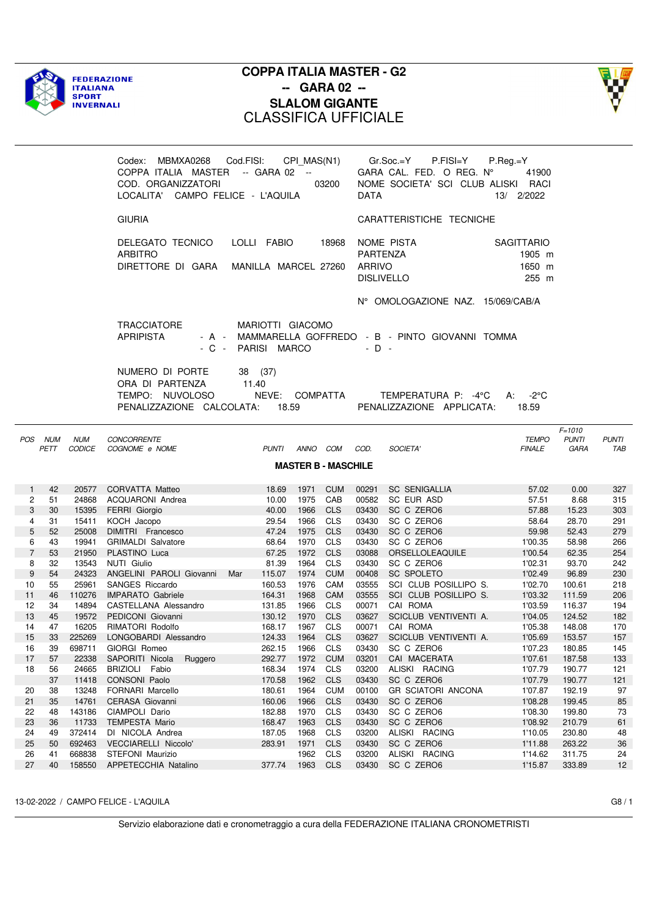FEDERAZIONE ITALIANA SPORT INVERNALI

# COPPA ITALIA MASTER - G2
## -- GARA 02 --
## SLALOM GIGANTE
## CLASSIFICA UFFICIALE

Codex: MBMXA0268 Cod.FISI: CPI_MAS(N1) Gr.Soc.=Y P.FISI=Y P.Reg.=Y
COPPA ITALIA MASTER -- GARA 02 -- GARA CAL. FED. O REG. N° 41900
COD. ORGANIZZATORI 03200 NOME SOCIETA' SCI CLUB ALISKI RACI
LOCALITA' CAMPO FELICE - L'AQUILA DATA 13/ 2/2022

GIURIA

DELEGATO TECNICO LOLLI FABIO 18968
ARBITRO
DIRETTORE DI GARA MANILLA MARCEL 27260

CARATTERISTICHE TECNICHE

NOME PISTA SAGITTARIO
PARTENZA 1905 m
ARRIVO 1650 m
DISLIVELLO 255 m

N° OMOLOGAZIONE NAZ. 15/069/CAB/A

TRACCIATORE MARIOTTI GIACOMO
APRIPISTA - A - MAMMARELLA GOFFREDO - B - PINTO GIOVANNI TOMMA
- C - PARISI MARCO - D -

NUMERO DI PORTE 38 (37)
ORA DI PARTENZA 11.40
TEMPO: NUVOLOSO NEVE: COMPATTA TEMPERATURA P: -4°C A: -2°C
PENALIZZAZIONE CALCOLATA: 18.59 PENALIZZAZIONE APPLICATA: 18.59

### MASTER B - MASCHILE

| POS | NUM PETT | NUM CODICE | CONCORRENTE COGNOME e NOME | PUNTI | ANNO | COM | COD. | SOCIETA' | TEMPO FINALE | F=1010 PUNTI GARA | PUNTI TAB |
|---|---|---|---|---|---|---|---|---|---|---|---|
| 1 | 42 | 20577 | CORVATTA Matteo | 18.69 | 1971 | CUM | 00291 | SC SENIGALLIA | 57.02 | 0.00 | 327 |
| 2 | 51 | 24868 | ACQUARONI Andrea | 10.00 | 1975 | CAB | 00582 | SC EUR ASD | 57.51 | 8.68 | 315 |
| 3 | 30 | 15395 | FERRI Giorgio | 40.00 | 1966 | CLS | 03430 | SC C ZERO6 | 57.88 | 15.23 | 303 |
| 4 | 31 | 15411 | KOCH Jacopo | 29.54 | 1966 | CLS | 03430 | SC C ZERO6 | 58.64 | 28.70 | 291 |
| 5 | 52 | 25008 | DIMITRI Francesco | 47.24 | 1975 | CLS | 03430 | SC C ZERO6 | 59.98 | 52.43 | 279 |
| 6 | 43 | 19941 | GRIMALDI Salvatore | 68.64 | 1970 | CLS | 03430 | SC C ZERO6 | 1'00.35 | 58.98 | 266 |
| 7 | 53 | 21950 | PLASTINO Luca | 67.25 | 1972 | CLS | 03088 | ORSELLOLEAQUILE | 1'00.54 | 62.35 | 254 |
| 8 | 32 | 13543 | NUTI Giulio | 81.39 | 1964 | CLS | 03430 | SC C ZERO6 | 1'02.31 | 93.70 | 242 |
| 9 | 54 | 24323 | ANGELINI PAROLI Giovanni Mar | 115.07 | 1974 | CUM | 00408 | SC SPOLETO | 1'02.49 | 96.89 | 230 |
| 10 | 55 | 25961 | SANGES Riccardo | 160.53 | 1976 | CAM | 03555 | SCI CLUB POSILLIPO S. | 1'02.70 | 100.61 | 218 |
| 11 | 46 | 110276 | IMPARATO Gabriele | 164.31 | 1968 | CAM | 03555 | SCI CLUB POSILLIPO S. | 1'03.32 | 111.59 | 206 |
| 12 | 34 | 14894 | CASTELLANA Alessandro | 131.85 | 1966 | CLS | 00071 | CAI ROMA | 1'03.59 | 116.37 | 194 |
| 13 | 45 | 19572 | PEDICONI Giovanni | 130.12 | 1970 | CLS | 03627 | SCICLUB VENTIVENTI A. | 1'04.05 | 124.52 | 182 |
| 14 | 47 | 16205 | RIMATORI Rodolfo | 168.17 | 1967 | CLS | 00071 | CAI ROMA | 1'05.38 | 148.08 | 170 |
| 15 | 33 | 225269 | LONGOBARDI Alessandro | 124.33 | 1964 | CLS | 03627 | SCICLUB VENTIVENTI A. | 1'05.69 | 153.57 | 157 |
| 16 | 39 | 698711 | GIORGI Romeo | 262.15 | 1966 | CLS | 03430 | SC C ZERO6 | 1'07.23 | 180.85 | 145 |
| 17 | 57 | 22338 | SAPORITI Nicola Ruggero | 292.77 | 1972 | CUM | 03201 | CAI MACERATA | 1'07.61 | 187.58 | 133 |
| 18 | 56 | 24665 | BRIZIOLI Fabio | 168.34 | 1974 | CLS | 03200 | ALISKI RACING | 1'07.79 | 190.77 | 121 |
| | 37 | 11418 | CONSONI Paolo | 170.58 | 1962 | CLS | 03430 | SC C ZERO6 | 1'07.79 | 190.77 | 121 |
| 20 | 38 | 13248 | FORNARI Marcello | 180.61 | 1964 | CUM | 00100 | GR SCIATORI ANCONA | 1'07.87 | 192.19 | 97 |
| 21 | 35 | 14761 | CERASA Giovanni | 160.06 | 1966 | CLS | 03430 | SC C ZERO6 | 1'08.28 | 199.45 | 85 |
| 22 | 48 | 143186 | CIAMPOLI Dario | 182.88 | 1970 | CLS | 03430 | SC C ZERO6 | 1'08.30 | 199.80 | 73 |
| 23 | 36 | 11733 | TEMPESTA Mario | 168.47 | 1963 | CLS | 03430 | SC C ZERO6 | 1'08.92 | 210.79 | 61 |
| 24 | 49 | 372414 | DI NICOLA Andrea | 187.05 | 1968 | CLS | 03200 | ALISKI RACING | 1'10.05 | 230.80 | 48 |
| 25 | 50 | 692463 | VECCIARELLI Niccolo' | 283.91 | 1971 | CLS | 03430 | SC C ZERO6 | 1'11.88 | 263.22 | 36 |
| 26 | 41 | 668838 | STEFONI Maurizio | | 1962 | CLS | 03200 | ALISKI RACING | 1'14.62 | 311.75 | 24 |
| 27 | 40 | 158550 | APPETECCHIA Natalino | 377.74 | 1963 | CLS | 03430 | SC C ZERO6 | 1'15.87 | 333.89 | 12 |

13-02-2022 / CAMPO FELICE - L'AQUILA G8 / 1

Servizio elaborazione dati e cronometraggio a cura della FEDERAZIONE ITALIANA CRONOMETRISTI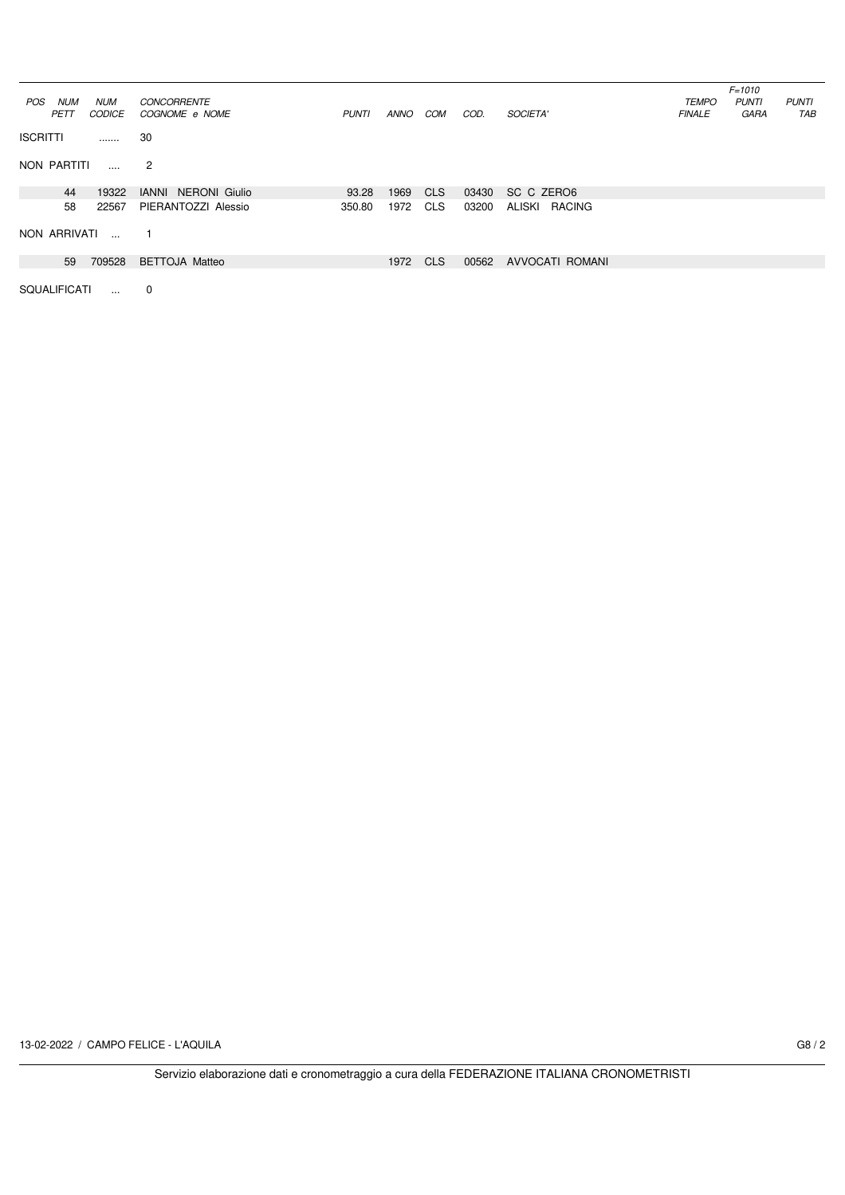| POS | NUM PETT | NUM CODICE | CONCORRENTE COGNOME e NOME | PUNTI | ANNO | COM | COD. | SOCIETA' | TEMPO FINALE | F=1010 PUNTI GARA | PUNTI TAB |
|---|---|---|---|---|---|---|---|---|---|---|---|

ISCRITTI ....... 30

NON PARTITI .... 2

| POS | NUM PETT | NUM CODICE | CONCORRENTE COGNOME e NOME | PUNTI | ANNO | COM | COD. | SOCIETA' | TEMPO FINALE | F=1010 PUNTI GARA | PUNTI TAB |
|---|---|---|---|---|---|---|---|---|---|---|---|
| | 44 | 19322 | IANNI NERONI Giulio | 93.28 | 1969 | CLS | 03430 | SC C ZERO6 | | | |
| | 58 | 22567 | PIERANTOZZI Alessio | 350.80 | 1972 | CLS | 03200 | ALISKI RACING | | | |

NON ARRIVATI ... 1

| POS | NUM PETT | NUM CODICE | CONCORRENTE COGNOME e NOME | PUNTI | ANNO | COM | COD. | SOCIETA' | TEMPO FINALE | F=1010 PUNTI GARA | PUNTI TAB |
|---|---|---|---|---|---|---|---|---|---|---|---|
| | 59 | 709528 | BETTOJA Matteo | | 1972 | CLS | 00562 | AVVOCATI ROMANI | | | |

SQUALIFICATI ... 0

13-02-2022 / CAMPO FELICE - L'AQUILA

Servizio elaborazione dati e cronometraggio a cura della FEDERAZIONE ITALIANA CRONOMETRISTI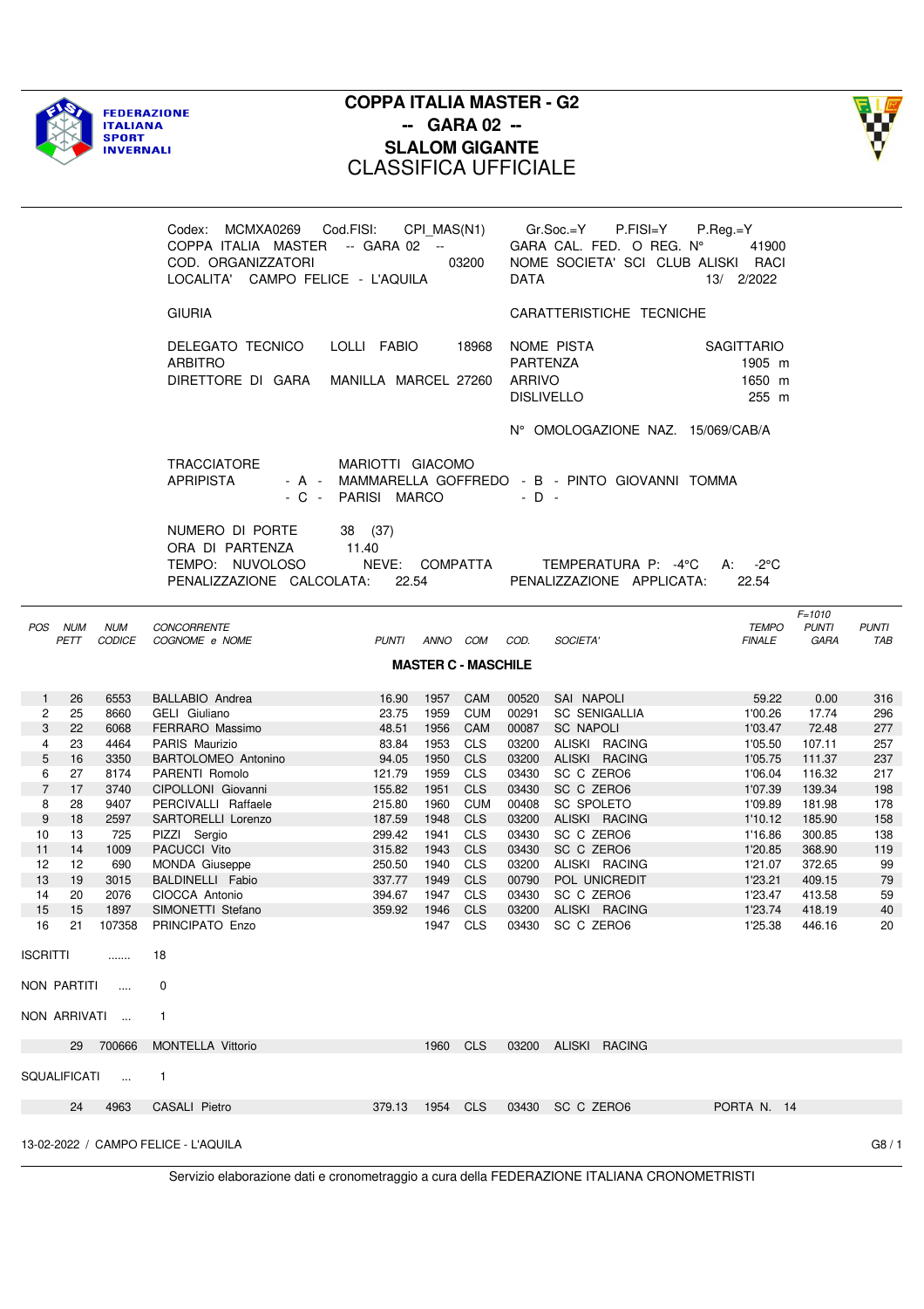**FEDERAZIONE ITALIANA SPORT INVERNALI**

# COPPA ITALIA MASTER - G2
## -- GARA 02 --
## SLALOM GIGANTE
## CLASSIFICA UFFICIALE

Codex: MCMXA0269 Cod.FISI: CPI_MAS(N1) Gr.Soc.=Y P.FISI=Y P.Reg.=Y
COPPA ITALIA MASTER -- GARA 02 -- GARA CAL. FED. O REG. N° 41900
COD. ORGANIZZATORI 03200 NOME SOCIETA' SCI CLUB ALISKI RACI
LOCALITA' CAMPO FELICE - L'AQUILA DATA 13/ 2/2022

GIURIA | CARATTERISTICHE TECNICHE

DELEGATO TECNICO LOLLI FABIO 18968 | NOME PISTA SAGITTARIO
ARBITRO | PARTENZA 1905 m
DIRETTORE DI GARA MANILLA MARCEL 27260 | ARRIVO 1650 m
DISLIVELLO 255 m

N° OMOLOGAZIONE NAZ. 15/069/CAB/A

TRACCIATORE MARIOTTI GIACOMO
APRIPISTA - A - MAMMARELLA GOFFREDO - B - PINTO GIOVANNI TOMMA
- C - PARISI MARCO - D -

NUMERO DI PORTE 38 (37)
ORA DI PARTENZA 11.40
TEMPO: NUVOLOSO NEVE: COMPATTA TEMPERATURA P: -4°C A: -2°C
PENALIZZAZIONE CALCOLATA: 22.54 PENALIZZAZIONE APPLICATA: 22.54

**MASTER C - MASCHILE**

| POS | NUM PETT | NUM CODICE | CONCORRENTE COGNOME e NOME | PUNTI | ANNO | COM | COD. | SOCIETA' | TEMPO FINALE | F=1010 PUNTI GARA | PUNTI TAB |
|---|---|---|---|---|---|---|---|---|---|---|---|
| 1 | 26 | 6553 | BALLABIO Andrea | 16.90 | 1957 | CAM | 00520 | SAI NAPOLI | 59.22 | 0.00 | 316 |
| 2 | 25 | 8660 | GELI Giuliano | 23.75 | 1959 | CUM | 00291 | SC SENIGALLIA | 1'00.26 | 17.74 | 296 |
| 3 | 22 | 6068 | FERRARO Massimo | 48.51 | 1956 | CAM | 00087 | SC NAPOLI | 1'03.47 | 72.48 | 277 |
| 4 | 23 | 4464 | PARIS Maurizio | 83.84 | 1953 | CLS | 03200 | ALISKI RACING | 1'05.50 | 107.11 | 257 |
| 5 | 16 | 3350 | BARTOLOMEO Antonino | 94.05 | 1950 | CLS | 03200 | ALISKI RACING | 1'05.75 | 111.37 | 237 |
| 6 | 27 | 8174 | PARENTI Romolo | 121.79 | 1959 | CLS | 03430 | SC C ZERO6 | 1'06.04 | 116.32 | 217 |
| 7 | 17 | 3740 | CIPOLLONI Giovanni | 155.82 | 1951 | CLS | 03430 | SC C ZERO6 | 1'07.39 | 139.34 | 198 |
| 8 | 28 | 9407 | PERCIVALLI Raffaele | 215.80 | 1960 | CUM | 00408 | SC SPOLETO | 1'09.89 | 181.98 | 178 |
| 9 | 18 | 2597 | SARTORELLI Lorenzo | 187.59 | 1948 | CLS | 03200 | ALISKI RACING | 1'10.12 | 185.90 | 158 |
| 10 | 13 | 725 | PIZZI Sergio | 299.42 | 1941 | CLS | 03430 | SC C ZERO6 | 1'16.86 | 300.85 | 138 |
| 11 | 14 | 1009 | PACUCCI Vito | 315.82 | 1943 | CLS | 03430 | SC C ZERO6 | 1'20.85 | 368.90 | 119 |
| 12 | 12 | 690 | MONDA Giuseppe | 250.50 | 1940 | CLS | 03200 | ALISKI RACING | 1'21.07 | 372.65 | 99 |
| 13 | 19 | 3015 | BALDINELLI Fabio | 337.77 | 1949 | CLS | 00790 | POL UNICREDIT | 1'23.21 | 409.15 | 79 |
| 14 | 20 | 2076 | CIOCCA Antonio | 394.67 | 1947 | CLS | 03430 | SC C ZERO6 | 1'23.47 | 413.58 | 59 |
| 15 | 15 | 1897 | SIMONETTI Stefano | 359.92 | 1946 | CLS | 03200 | ALISKI RACING | 1'23.74 | 418.19 | 40 |
| 16 | 21 | 107358 | PRINCIPATO Enzo | | 1947 | CLS | 03430 | SC C ZERO6 | 1'25.38 | 446.16 | 20 |

ISCRITTI ....... 18

NON PARTITI .... 0

NON ARRIVATI ... 1

| | NUM PETT | NUM CODICE | COGNOME e NOME | PUNTI | ANNO | COM | COD. | SOCIETA' |
|---|---|---|---|---|---|---|---|---|
| | 29 | 700666 | MONTELLA Vittorio | | 1960 | CLS | 03200 | ALISKI RACING |

SQUALIFICATI ... 1

| | NUM PETT | NUM CODICE | COGNOME e NOME | PUNTI | ANNO | COM | COD. | SOCIETA' | |
|---|---|---|---|---|---|---|---|---|---|
| | 24 | 4963 | CASALI Pietro | 379.13 | 1954 | CLS | 03430 | SC C ZERO6 | PORTA N. 14 |

13-02-2022 / CAMPO FELICE - L'AQUILA

Servizio elaborazione dati e cronometraggio a cura della FEDERAZIONE ITALIANA CRONOMETRISTI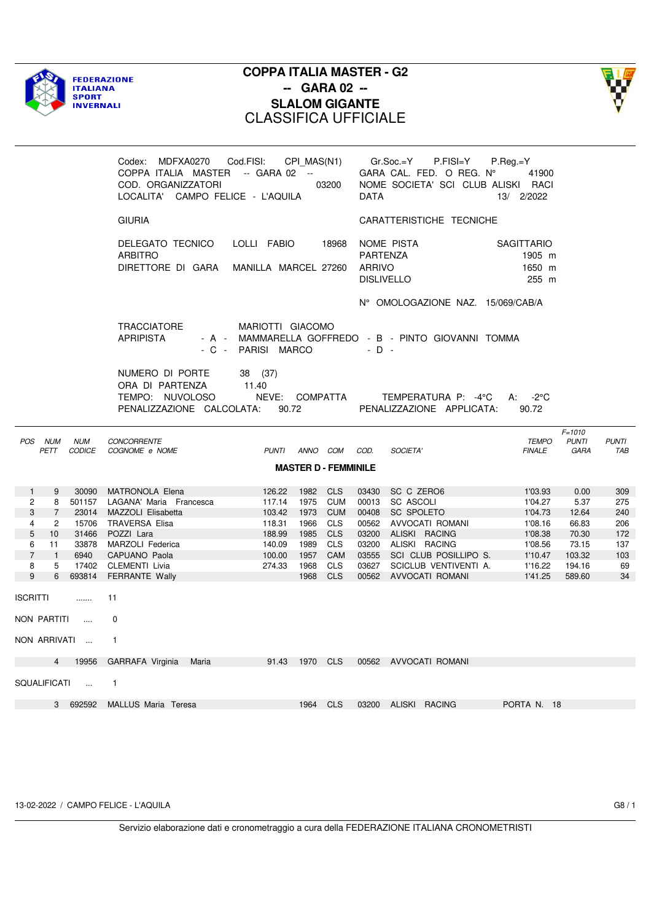FEDERAZIONE ITALIANA SPORT INVERNALI

# COPPA ITALIA MASTER - G2
## -- GARA 02 --
## SLALOM GIGANTE
## CLASSIFICA UFFICIALE

Codex: MDFXA0270 Cod.FISI: CPI_MAS(N1) Gr.Soc.=Y P.FISI=Y P.Reg.=Y
COPPA ITALIA MASTER -- GARA 02 -- GARA CAL. FED. O REG. N° 41900
COD. ORGANIZZATORI 03200 NOME SOCIETA' SCI CLUB ALISKI RACI
LOCALITA' CAMPO FELICE - L'AQUILA DATA 13/ 2/2022

GIURIA

DELEGATO TECNICO LOLLI FABIO 18968
ARBITRO
DIRETTORE DI GARA MANILLA MARCEL 27260

CARATTERISTICHE TECNICHE

NOME PISTA SAGITTARIO
PARTENZA 1905 m
ARRIVO 1650 m
DISLIVELLO 255 m

N° OMOLOGAZIONE NAZ. 15/069/CAB/A

TRACCIATORE MARIOTTI GIACOMO
APRIPISTA - A - MAMMARELLA GOFFREDO - B - PINTO GIOVANNI TOMMA
- C - PARISI MARCO - D -

NUMERO DI PORTE 38 (37)
ORA DI PARTENZA 11.40
TEMPO: NUVOLOSO NEVE: COMPATTA TEMPERATURA P: -4°C A: -2°C
PENALIZZAZIONE CALCOLATA: 90.72 PENALIZZAZIONE APPLICATA: 90.72

**MASTER D - FEMMINILE**

| POS | NUM PETT | NUM CODICE | CONCORRENTE COGNOME e NOME | PUNTI | ANNO | COM | COD. | SOCIETA' | TEMPO FINALE | F=1010 PUNTI GARA | PUNTI TAB |
|---|---|---|---|---|---|---|---|---|---|---|---|
| 1 | 9 | 30090 | MATRONOLA Elena | 126.22 | 1982 | CLS | 03430 | SC C ZERO6 | 1'03.93 | 0.00 | 309 |
| 2 | 8 | 501157 | LAGANA' Maria Francesca | 117.14 | 1975 | CUM | 00013 | SC ASCOLI | 1'04.27 | 5.37 | 275 |
| 3 | 7 | 23014 | MAZZOLI Elisabetta | 103.42 | 1973 | CUM | 00408 | SC SPOLETO | 1'04.73 | 12.64 | 240 |
| 4 | 2 | 15706 | TRAVERSA Elisa | 118.31 | 1966 | CLS | 00562 | AVVOCATI ROMANI | 1'08.16 | 66.83 | 206 |
| 5 | 10 | 31466 | POZZI Lara | 188.99 | 1985 | CLS | 03200 | ALISKI RACING | 1'08.38 | 70.30 | 172 |
| 6 | 11 | 33878 | MARZOLI Federica | 140.09 | 1989 | CLS | 03200 | ALISKI RACING | 1'08.56 | 73.15 | 137 |
| 7 | 1 | 6940 | CAPUANO Paola | 100.00 | 1957 | CAM | 03555 | SCI CLUB POSILLIPO S. | 1'10.47 | 103.32 | 103 |
| 8 | 5 | 17402 | CLEMENTI Livia | 274.33 | 1968 | CLS | 03627 | SCICLUB VENTIVENTI A. | 1'16.22 | 194.16 | 69 |
| 9 | 6 | 693814 | FERRANTE Wally | | 1968 | CLS | 00562 | AVVOCATI ROMANI | 1'41.25 | 589.60 | 34 |

ISCRITTI ....... 11

NON PARTITI .... 0

NON ARRIVATI ... 1

| NUM PETT | NUM CODICE | COGNOME e NOME | PUNTI | ANNO | COM | COD. | SOCIETA' |
|---|---|---|---|---|---|---|---|
| 4 | 19956 | GARRAFA Virginia Maria | 91.43 | 1970 | CLS | 00562 | AVVOCATI ROMANI |

SQUALIFICATI ... 1

| NUM PETT | NUM CODICE | COGNOME e NOME | ANNO | COM | COD. | SOCIETA' | |
|---|---|---|---|---|---|---|---|
| 3 | 692592 | MALLUS Maria Teresa | 1964 | CLS | 03200 | ALISKI RACING | PORTA N. 18 |

13-02-2022 / CAMPO FELICE - L'AQUILA G8 / 1

Servizio elaborazione dati e cronometraggio a cura della FEDERAZIONE ITALIANA CRONOMETRISTI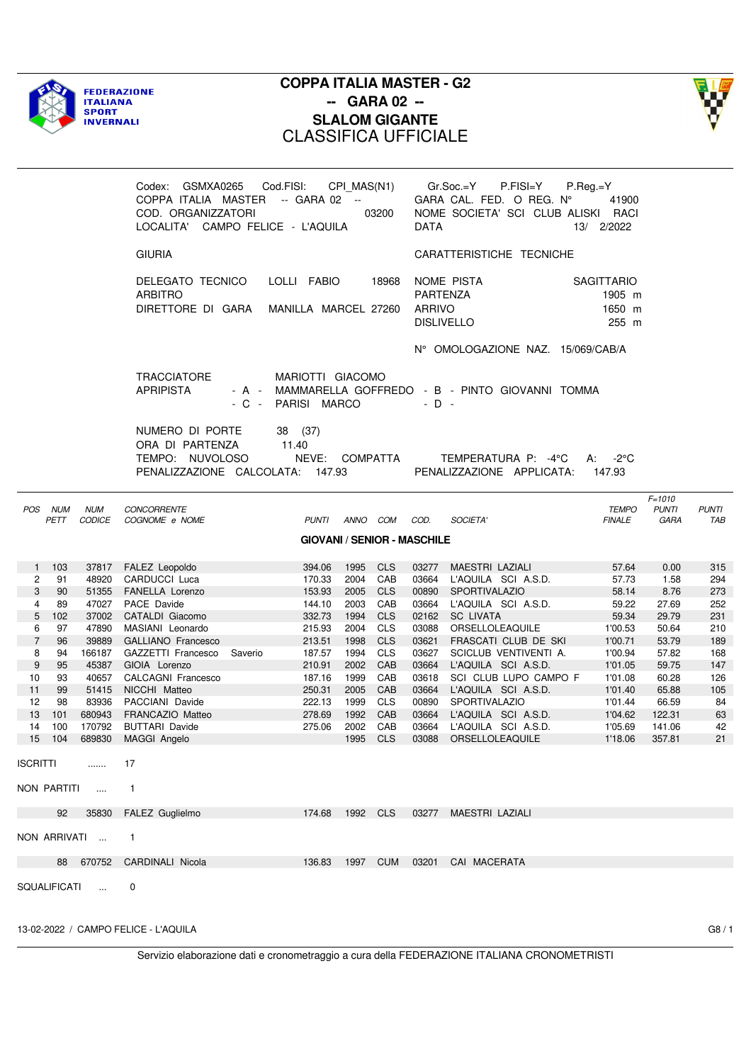FEDERAZIONE ITALIANA SPORT INVERNALI

# COPPA ITALIA MASTER - G2
## -- GARA 02 --
## SLALOM GIGANTE
## CLASSIFICA UFFICIALE

Codex: GSMXA0265 Cod.FISI: CPI_MAS(N1) Gr.Soc.=Y P.FISI=Y P.Reg.=Y
COPPA ITALIA MASTER -- GARA 02 -- GARA CAL. FED. O REG. N° 41900
COD. ORGANIZZATORI 03200 NOME SOCIETA' SCI CLUB ALISKI RACI
LOCALITA' CAMPO FELICE - L'AQUILA DATA 13/ 2/2022

GIURIA

DELEGATO TECNICO LOLLI FABIO 18968
ARBITRO
DIRETTORE DI GARA MANILLA MARCEL 27260

CARATTERISTICHE TECNICHE

NOME PISTA SAGITTARIO
PARTENZA 1905 m
ARRIVO 1650 m
DISLIVELLO 255 m

N° OMOLOGAZIONE NAZ. 15/069/CAB/A

TRACCIATORE MARIOTTI GIACOMO
APRIPISTA - A - MAMMARELLA GOFFREDO - B - PINTO GIOVANNI TOMMA
- C - PARISI MARCO - D -

NUMERO DI PORTE 38 (37)
ORA DI PARTENZA 11.40
TEMPO: NUVOLOSO NEVE: COMPATTA TEMPERATURA P: -4°C A: -2°C
PENALIZZAZIONE CALCOLATA: 147.93 PENALIZZAZIONE APPLICATA: 147.93

**GIOVANI / SENIOR - MASCHILE**

| POS | NUM PETT | NUM CODICE | CONCORRENTE COGNOME e NOME | PUNTI | ANNO | COM | COD. | SOCIETA' | TEMPO FINALE | F=1010 PUNTI GARA | PUNTI TAB |
|---|---|---|---|---|---|---|---|---|---|---|---|
| 1 | 103 | 37817 | FALEZ Leopoldo | 394.06 | 1995 | CLS | 03277 | MAESTRI LAZIALI | 57.64 | 0.00 | 315 |
| 2 | 91 | 48920 | CARDUCCI Luca | 170.33 | 2004 | CAB | 03664 | L'AQUILA SCI A.S.D. | 57.73 | 1.58 | 294 |
| 3 | 90 | 51355 | FANELLA Lorenzo | 153.93 | 2005 | CLS | 00890 | SPORTIVALAZIO | 58.14 | 8.76 | 273 |
| 4 | 89 | 47027 | PACE Davide | 144.10 | 2003 | CAB | 03664 | L'AQUILA SCI A.S.D. | 59.22 | 27.69 | 252 |
| 5 | 102 | 37002 | CATALDI Giacomo | 332.73 | 1994 | CLS | 02162 | SC LIVATA | 59.34 | 29.79 | 231 |
| 6 | 97 | 47890 | MASIANI Leonardo | 215.93 | 2004 | CLS | 03088 | ORSELLOLEAQUILE | 1'00.53 | 50.64 | 210 |
| 7 | 96 | 39889 | GALLIANO Francesco | 213.51 | 1998 | CLS | 03621 | FRASCATI CLUB DE SKI | 1'00.71 | 53.79 | 189 |
| 8 | 94 | 166187 | GAZZETTI Francesco Saverio | 187.57 | 1994 | CLS | 03627 | SCICLUB VENTIVENTI A. | 1'00.94 | 57.82 | 168 |
| 9 | 95 | 45387 | GIOIA Lorenzo | 210.91 | 2002 | CAB | 03664 | L'AQUILA SCI A.S.D. | 1'01.05 | 59.75 | 147 |
| 10 | 93 | 40657 | CALCAGNI Francesco | 187.16 | 1999 | CAB | 03618 | SCI CLUB LUPO CAMPO F | 1'01.08 | 60.28 | 126 |
| 11 | 99 | 51415 | NICCHI Matteo | 250.31 | 2005 | CAB | 03664 | L'AQUILA SCI A.S.D. | 1'01.40 | 65.88 | 105 |
| 12 | 98 | 83936 | PACCIANI Davide | 222.13 | 1999 | CLS | 00890 | SPORTIVALAZIO | 1'01.44 | 66.59 | 84 |
| 13 | 101 | 680943 | FRANCAZIO Matteo | 278.69 | 1992 | CAB | 03664 | L'AQUILA SCI A.S.D. | 1'04.62 | 122.31 | 63 |
| 14 | 100 | 170792 | BUTTARI Davide | 275.06 | 2002 | CAB | 03664 | L'AQUILA SCI A.S.D. | 1'05.69 | 141.06 | 42 |
| 15 | 104 | 689830 | MAGGI Angelo | | 1995 | CLS | 03088 | ORSELLOLEAQUILE | 1'18.06 | 357.81 | 21 |

ISCRITTI ....... 17

NON PARTITI .... 1

| NUM PETT | NUM CODICE | COGNOME e NOME | PUNTI | ANNO | COM | COD. | SOCIETA' |
|---|---|---|---|---|---|---|---|
| 92 | 35830 | FALEZ Guglielmo | 174.68 | 1992 | CLS | 03277 | MAESTRI LAZIALI |

NON ARRIVATI ... 1

| NUM PETT | NUM CODICE | COGNOME e NOME | PUNTI | ANNO | COM | COD. | SOCIETA' |
|---|---|---|---|---|---|---|---|
| 88 | 670752 | CARDINALI Nicola | 136.83 | 1997 | CUM | 03201 | CAI MACERATA |

SQUALIFICATI ... 0

13-02-2022 / CAMPO FELICE - L'AQUILA G8 / 1

Servizio elaborazione dati e cronometraggio a cura della FEDERAZIONE ITALIANA CRONOMETRISTI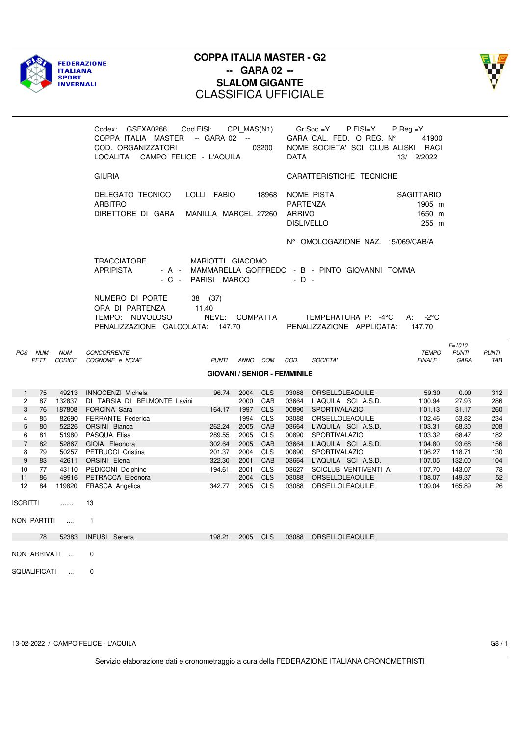FEDERAZIONE ITALIANA SPORT INVERNALI

# COPPA ITALIA MASTER - G2
## -- GARA 02 --
## SLALOM GIGANTE
## CLASSIFICA UFFICIALE

| | | | |
|---|---|---|---|
| Codex: GSFXA0266 Cod.FISI: CPI_MAS(N1) | | Gr.Soc.=Y P.FISI=Y P.Reg.=Y | |
| COPPA ITALIA MASTER -- GARA 02 -- | | GARA CAL. FED. O REG. N° | 41900 |
| COD. ORGANIZZATORI | 03200 | NOME SOCIETA' SCI CLUB ALISKI | RACI |
| LOCALITA' CAMPO FELICE - L'AQUILA | | DATA | 13/ 2/2022 |

GIURIA

| | | | |
|---|---|---|---|
| DELEGATO TECNICO | LOLLI FABIO 18968 | NOME PISTA | SAGITTARIO |
| ARBITRO | | PARTENZA | 1905 m |
| DIRETTORE DI GARA | MANILLA MARCEL 27260 | ARRIVO | 1650 m |
| | | DISLIVELLO | 255 m |
| | | N° OMOLOGAZIONE NAZ. | 15/069/CAB/A |

CARATTERISTICHE TECNICHE

TRACCIATORE MARIOTTI GIACOMO
APRIPISTA - A - MAMMARELLA GOFFREDO - B - PINTO GIOVANNI TOMMA
- C - PARISI MARCO - D -

NUMERO DI PORTE 38 (37)
ORA DI PARTENZA 11.40
TEMPO: NUVOLOSO NEVE: COMPATTA TEMPERATURA P: -4°C A: -2°C
PENALIZZAZIONE CALCOLATA: 147.70 PENALIZZAZIONE APPLICATA: 147.70

### GIOVANI / SENIOR - FEMMINILE

| POS | NUM PETT | NUM CODICE | CONCORRENTE COGNOME e NOME | PUNTI | ANNO | COM | COD. | SOCIETA' | TEMPO FINALE | F=1010 PUNTI GARA | PUNTI TAB |
|---|---|---|---|---|---|---|---|---|---|---|---|
| 1 | 75 | 49213 | INNOCENZI Michela | 96.74 | 2004 | CLS | 03088 | ORSELLOLEAQUILE | 59.30 | 0.00 | 312 |
| 2 | 87 | 132837 | DI TARSIA DI BELMONTE Lavini | | 2000 | CAB | 03664 | L'AQUILA SCI A.S.D. | 1'00.94 | 27.93 | 286 |
| 3 | 76 | 187808 | FORCINA Sara | 164.17 | 1997 | CLS | 00890 | SPORTIVALAZIO | 1'01.13 | 31.17 | 260 |
| 4 | 85 | 82690 | FERRANTE Federica | | 1994 | CLS | 03088 | ORSELLOLEAQUILE | 1'02.46 | 53.82 | 234 |
| 5 | 80 | 52226 | ORSINI Bianca | 262.24 | 2005 | CAB | 03664 | L'AQUILA SCI A.S.D. | 1'03.31 | 68.30 | 208 |
| 6 | 81 | 51980 | PASQUA Elisa | 289.55 | 2005 | CLS | 00890 | SPORTIVALAZIO | 1'03.32 | 68.47 | 182 |
| 7 | 82 | 52867 | GIOIA Eleonora | 302.64 | 2005 | CAB | 03664 | L'AQUILA SCI A.S.D. | 1'04.80 | 93.68 | 156 |
| 8 | 79 | 50257 | PETRUCCI Cristina | 201.37 | 2004 | CLS | 00890 | SPORTIVALAZIO | 1'06.27 | 118.71 | 130 |
| 9 | 83 | 42611 | ORSINI Elena | 322.30 | 2001 | CAB | 03664 | L'AQUILA SCI A.S.D. | 1'07.05 | 132.00 | 104 |
| 10 | 77 | 43110 | PEDICONI Delphine | 194.61 | 2001 | CLS | 03627 | SCICLUB VENTIVENTI A. | 1'07.70 | 143.07 | 78 |
| 11 | 86 | 49916 | PETRACCA Eleonora | | 2004 | CLS | 03088 | ORSELLOLEAQUILE | 1'08.07 | 149.37 | 52 |
| 12 | 84 | 119820 | FRASCA Angelica | 342.77 | 2005 | CLS | 03088 | ORSELLOLEAQUILE | 1'09.04 | 165.89 | 26 |

ISCRITTI ....... 13

NON PARTITI .... 1

| | | | | | | | |
|---|---|---|---|---|---|---|---|
| 78 | 52383 | INFUSI Serena | 198.21 | 2005 | CLS | 03088 | ORSELLOLEAQUILE |

NON ARRIVATI ... 0

SQUALIFICATI ... 0

13-02-2022 / CAMPO FELICE - L'AQUILA

Servizio elaborazione dati e cronometraggio a cura della FEDERAZIONE ITALIANA CRONOMETRISTI